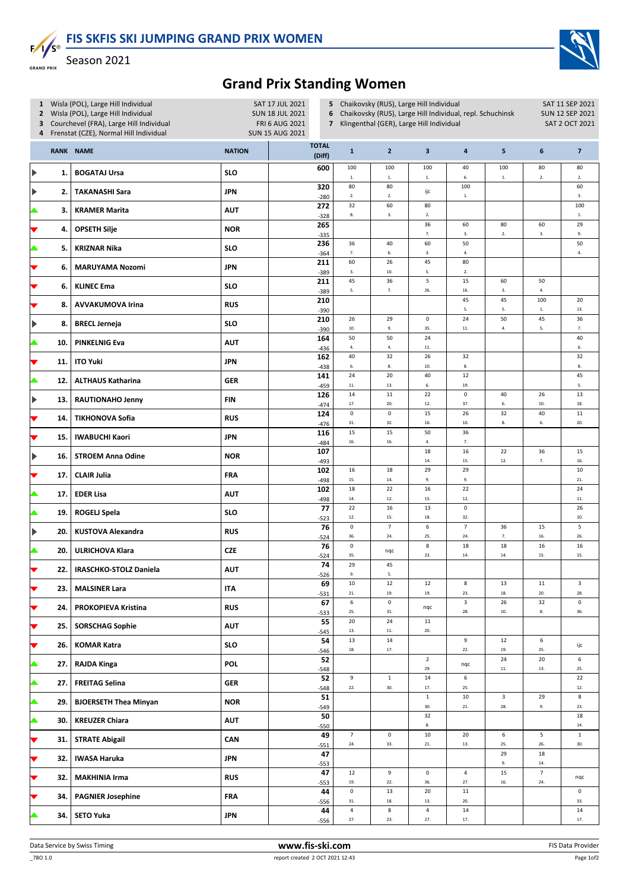# FIS SKFIS SKI JUMPING GRAND PRIX WOMEN

Season 2021

## Grand Prix Standing Women

1 Wisla (POL), Large Hill Individual — SAT 17 JUL 2021
2 Wisla (POL), Large Hill Individual — SUN 18 JUL 2021
3 Courchevel (FRA), Large Hill Individual — FRI 6 AUG 2021
4 Frenstat (CZE), Normal Hill Individual — SUN 15 AUG 2021
5 Chaikovsky (RUS), Large Hill Individual — SAT 11 SEP 2021
6 Chaikovsky (RUS), Large Hill Individual, repl. Schuchinsk — SUN 12 SEP 2021
7 Klingenthal (GER), Large Hill Individual — SAT 2 OCT 2021

| RANK | NAME | NATION | TOTAL (Diff) | 1 | 2 | 3 | 4 | 5 | 6 | 7 |
|---|---|---|---|---|---|---|---|---|---|---|
| 1. | BOGATAJ Ursa | SLO | 600 | 100 1. | 100 1. | 100 1. | 40 6. | 100 1. | 80 2. | 80 2. |
| 2. | TAKANASHI Sara | JPN | 320 -280 | 80 2. | 80 2. | ijc | 100 1. | | | 60 3. |
| 3. | KRAMER Marita | AUT | 272 -328 | 32 8. | 60 3. | 80 2. | | | | 100 1. |
| 4. | OPSETH Silje | NOR | 265 -335 | | | 36 7. | 60 3. | 80 2. | 60 3. | 29 9. |
| 5. | KRIZNAR Nika | SLO | 236 -364 | 36 7. | 40 6. | 60 3. | 50 4. | | | 50 4. |
| 6. | MARUYAMA Nozomi | JPN | 211 -389 | 60 3. | 26 10. | 45 5. | 80 2. | | | |
| 6. | KLINEC Ema | SLO | 211 -389 | 45 5. | 36 7. | 5 26. | 15 16. | 60 3. | 50 4. | |
| 8. | AVVAKUMOVA Irina | RUS | 210 -390 | | | | 45 5. | 45 5. | 100 1. | 20 13. |
| 8. | BRECL Jerneja | SLO | 210 -390 | 26 10. | 29 9. | 0 35. | 24 11. | 50 4. | 45 5. | 36 7. |
| 10. | PINKELNIG Eva | AUT | 164 -436 | 50 4. | 50 4. | 24 11. | | | | 40 6. |
| 11. | ITO Yuki | JPN | 162 -438 | 40 6. | 32 8. | 26 10. | 32 8. | | | 32 8. |
| 12. | ALTHAUS Katharina | GER | 141 -459 | 24 11. | 20 13. | 40 6. | 12 19. | | | 45 5. |
| 13. | RAUTIONAHO Jenny | FIN | 126 -474 | 14 17. | 11 20. | 22 12. | 0 37. | 40 6. | 26 10. | 13 18. |
| 14. | TIKHONOVA Sofia | RUS | 124 -476 | 0 31. | 0 32. | 15 16. | 26 10. | 32 8. | 40 6. | 11 20. |
| 15. | IWABUCHI Kaori | JPN | 116 -484 | 15 16. | 15 16. | 50 4. | 36 7. | | | |
| 16. | STROEM Anna Odine | NOR | 107 -493 | | | 18 14. | 16 15. | 22 12. | 36 7. | 15 16. |
| 17. | CLAIR Julia | FRA | 102 -498 | 16 15. | 18 14. | 29 9. | 29 9. | | | 10 21. |
| 17. | EDER Lisa | AUT | 102 -498 | 18 14. | 22 12. | 16 15. | 22 12. | | | 24 11. |
| 19. | ROGELJ Spela | SLO | 77 -523 | 22 12. | 16 15. | 13 18. | 0 32. | | | 26 10. |
| 20. | KUSTOVA Alexandra | RUS | 76 -524 | 0 36. | 7 24. | 6 25. | 7 24. | 36 7. | 15 16. | 5 26. |
| 20. | ULRICHOVA Klara | CZE | 76 -524 | 0 35. | nqc | 8 23. | 18 14. | 18 14. | 16 15. | 16 15. |
| 22. | IRASCHKO-STOLZ Daniela | AUT | 74 -526 | 29 9. | 45 5. | | | | | |
| 23. | MALSINER Lara | ITA | 69 -531 | 10 21. | 12 19. | 12 19. | 8 23. | 13 18. | 11 20. | 3 28. |
| 24. | PROKOPIEVA Kristina | RUS | 67 -533 | 6 25. | 0 31. | nqc | 3 28. | 26 10. | 32 8. | 0 36. |
| 25. | SORSCHAG Sophie | AUT | 55 -545 | 20 13. | 24 11. | 11 20. | | | | |
| 26. | KOMAR Katra | SLO | 54 -546 | 13 18. | 14 17. | | 9 22. | 12 19. | 6 25. | ijc |
| 27. | RAJDA Kinga | POL | 52 -548 | | | 2 29. | nqc | 24 11. | 20 13. | 6 25. |
| 27. | FREITAG Selina | GER | 52 -548 | 9 22. | 1 30. | 14 17. | 6 25. | | | 22 12. |
| 29. | BJOERSETH Thea Minyan | NOR | 51 -549 | | | 1 30. | 10 21. | 3 28. | 29 9. | 8 23. |
| 30. | KREUZER Chiara | AUT | 50 -550 | | | 32 8. | | | | 18 14. |
| 31. | STRATE Abigail | CAN | 49 -551 | 7 24. | 0 33. | 10 21. | 20 13. | 6 25. | 5 26. | 1 30. |
| 32. | IWASA Haruka | JPN | 47 -553 | | | | | 29 9. | 18 14. | |
| 32. | MAKHINIA Irma | RUS | 47 -553 | 12 19. | 9 22. | 0 36. | 4 27. | 15 16. | 7 24. | nqc |
| 34. | PAGNIER Josephine | FRA | 44 -556 | 0 31. | 13 18. | 20 13. | 11 20. | | | 0 33. |
| 34. | SETO Yuka | JPN | 44 -556 | 4 27. | 8 23. | 4 27. | 14 17. | | | 14 17. |

Data Service by Swiss Timing — www.fis-ski.com — FIS Data Provider

_78O 1.0 — report created 2 OCT 2021 12:43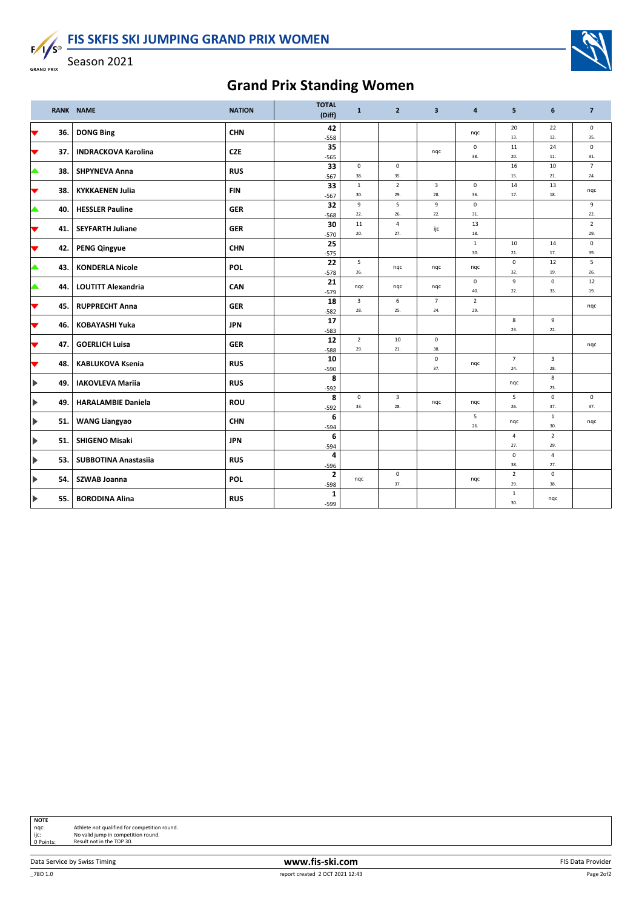# FIS SKFIS SKI JUMPING GRAND PRIX WOMEN

Season 2021

## Grand Prix Standing Women

| | RANK | NAME | NATION | TOTAL (Diff) | 1 | 2 | 3 | 4 | 5 | 6 | 7 |
|---|---|---|---|---|---|---|---|---|---|---|---|
| ▼ | 36. | DONG Bing | CHN | 42<br>-558 | | | | nqc | 20<br>13. | 22<br>12. | 0<br>35. |
| ▼ | 37. | INDRACKOVA Karolina | CZE | 35<br>-565 | | | nqc | 0<br>38. | 11<br>20. | 24<br>11. | 0<br>31. |
| ▲ | 38. | SHPYNEVA Anna | RUS | 33<br>-567 | 0<br>38. | 0<br>35. | | | 16<br>15. | 10<br>21. | 7<br>24. |
| ▼ | 38. | KYKKAENEN Julia | FIN | 33<br>-567 | 1<br>30. | 2<br>29. | 3<br>28. | 0<br>36. | 14<br>17. | 13<br>18. | nqc |
| ▲ | 40. | HESSLER Pauline | GER | 32<br>-568 | 9<br>22. | 5<br>26. | 9<br>22. | 0<br>31. | | | 9<br>22. |
| ▼ | 41. | SEYFARTH Juliane | GER | 30<br>-570 | 11<br>20. | 4<br>27. | ijc | 13<br>18. | | | 2<br>29. |
| ▼ | 42. | PENG Qingyue | CHN | 25<br>-575 | | | | 1<br>30. | 10<br>21. | 14<br>17. | 0<br>39. |
| ▲ | 43. | KONDERLA Nicole | POL | 22<br>-578 | 5<br>26. | nqc | nqc | nqc | 0<br>32. | 12<br>19. | 5<br>26. |
| ▲ | 44. | LOUTITT Alexandria | CAN | 21<br>-579 | nqc | nqc | nqc | 0<br>40. | 9<br>22. | 0<br>33. | 12<br>19. |
| ▼ | 45. | RUPPRECHT Anna | GER | 18<br>-582 | 3<br>28. | 6<br>25. | 7<br>24. | 2<br>29. | | | nqc |
| ▼ | 46. | KOBAYASHI Yuka | JPN | 17<br>-583 | | | | | 8<br>23. | 9<br>22. | |
| ▼ | 47. | GOERLICH Luisa | GER | 12<br>-588 | 2<br>29. | 10<br>21. | 0<br>38. | | | | nqc |
| ▼ | 48. | KABLUKOVA Ksenia | RUS | 10<br>-590 | | | 0<br>37. | nqc | 7<br>24. | 3<br>28. | |
| ▶ | 49. | IAKOVLEVA Mariia | RUS | 8<br>-592 | | | | | nqc | 8<br>23. | |
| ▶ | 49. | HARALAMBIE Daniela | ROU | 8<br>-592 | 0<br>33. | 3<br>28. | nqc | nqc | 5<br>26. | 0<br>37. | 0<br>37. |
| ▶ | 51. | WANG Liangyao | CHN | 6<br>-594 | | | | 5<br>26. | nqc | 1<br>30. | nqc |
| ▶ | 51. | SHIGENO Misaki | JPN | 6<br>-594 | | | | | 4<br>27. | 2<br>29. | |
| ▶ | 53. | SUBBOTINA Anastasiia | RUS | 4<br>-596 | | | | | 0<br>38. | 4<br>27. | |
| ▶ | 54. | SZWAB Joanna | POL | 2<br>-598 | nqc | 0<br>37. | | nqc | 2<br>29. | 0<br>38. | |
| ▶ | 55. | BORODINA Alina | RUS | 1<br>-599 | | | | | 1<br>30. | nqc | |

**NOTE**

nqc: Athlete not qualified for competition round.
ijc: No valid jump in competition round.
0 Points: Result not in the TOP 30.

Data Service by Swiss Timing | www.fis-ski.com | FIS Data Provider

_78O 1.0 | report created 2 OCT 2021 12:43